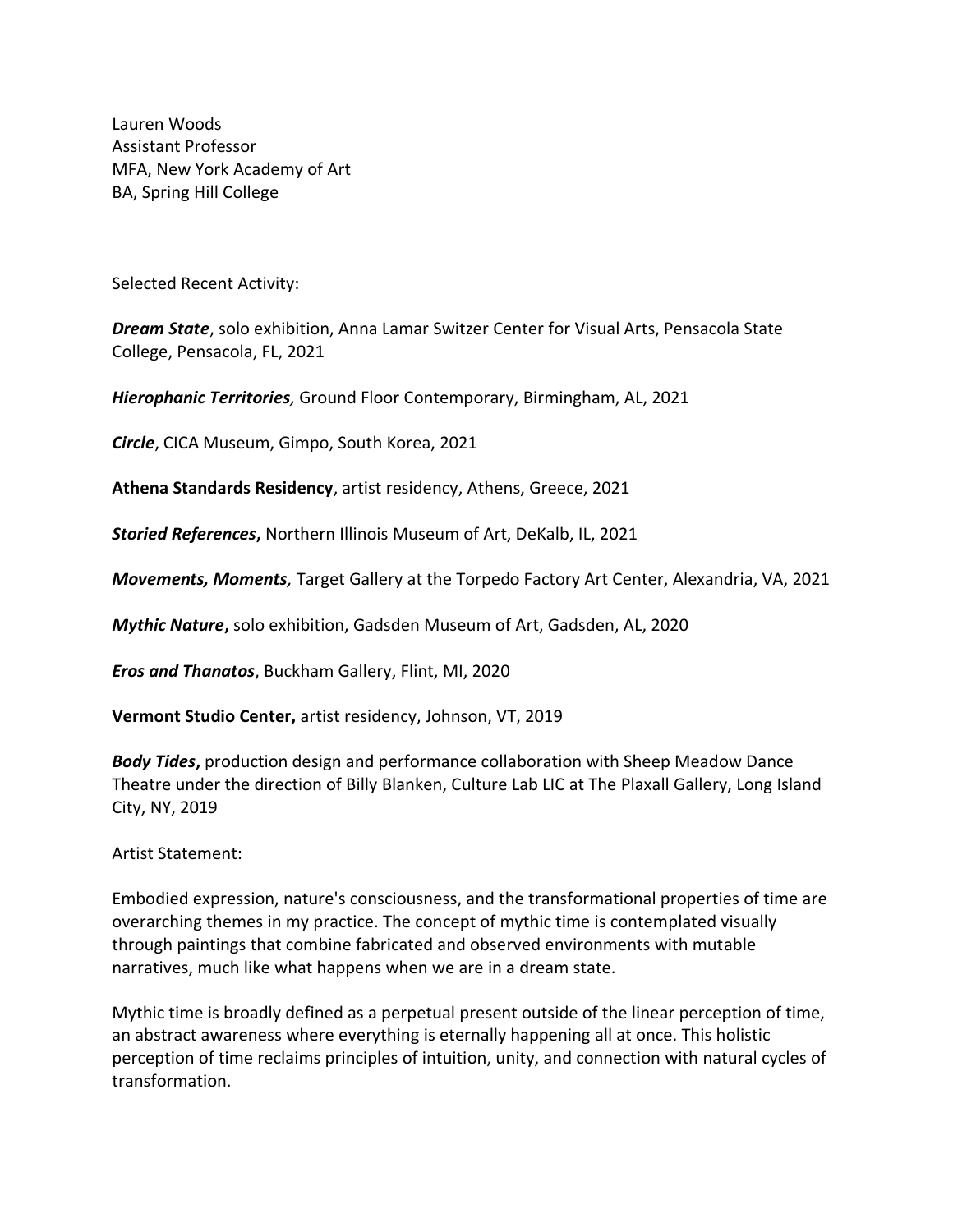Lauren Woods
Assistant Professor
MFA, New York Academy of Art
BA, Spring Hill College

Selected Recent Activity:

***Dream State***, solo exhibition, Anna Lamar Switzer Center for Visual Arts, Pensacola State College, Pensacola, FL, 2021

***Hierophanic Territories,*** Ground Floor Contemporary, Birmingham, AL, 2021

***Circle***, CICA Museum, Gimpo, South Korea, 2021

**Athena Standards Residency**, artist residency, Athens, Greece, 2021

***Storied References*****,** Northern Illinois Museum of Art, DeKalb, IL, 2021

***Movements, Moments,*** Target Gallery at the Torpedo Factory Art Center, Alexandria, VA, 2021

***Mythic Nature*****,** solo exhibition, Gadsden Museum of Art, Gadsden, AL, 2020

***Eros and Thanatos***, Buckham Gallery, Flint, MI, 2020

**Vermont Studio Center,** artist residency, Johnson, VT, 2019

***Body Tides*****,** production design and performance collaboration with Sheep Meadow Dance Theatre under the direction of Billy Blanken, Culture Lab LIC at The Plaxall Gallery, Long Island City, NY, 2019

Artist Statement:

Embodied expression, nature's consciousness, and the transformational properties of time are overarching themes in my practice. The concept of mythic time is contemplated visually through paintings that combine fabricated and observed environments with mutable narratives, much like what happens when we are in a dream state.

Mythic time is broadly defined as a perpetual present outside of the linear perception of time, an abstract awareness where everything is eternally happening all at once. This holistic perception of time reclaims principles of intuition, unity, and connection with natural cycles of transformation.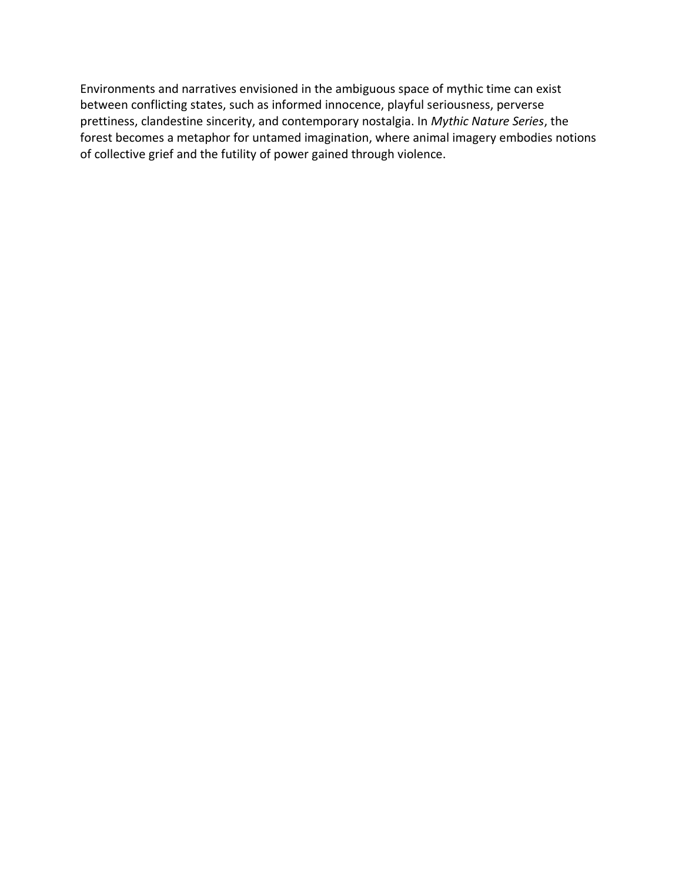Environments and narratives envisioned in the ambiguous space of mythic time can exist between conflicting states, such as informed innocence, playful seriousness, perverse prettiness, clandestine sincerity, and contemporary nostalgia. In *Mythic Nature Series*, the forest becomes a metaphor for untamed imagination, where animal imagery embodies notions of collective grief and the futility of power gained through violence.